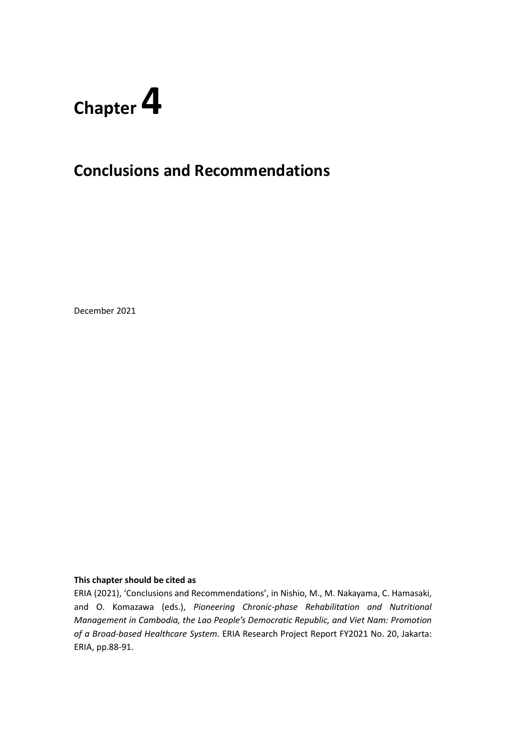# Chapter 4

## Conclusions and Recommendations

December 2021

**This chapter should be cited as**

ERIA (2021), 'Conclusions and Recommendations', in Nishio, M., M. Nakayama, C. Hamasaki, and O. Komazawa (eds.), *Pioneering Chronic-phase Rehabilitation and Nutritional Management in Cambodia, the Lao People's Democratic Republic, and Viet Nam: Promotion of a Broad-based Healthcare System.* ERIA Research Project Report FY2021 No. 20, Jakarta: ERIA, pp.88-91.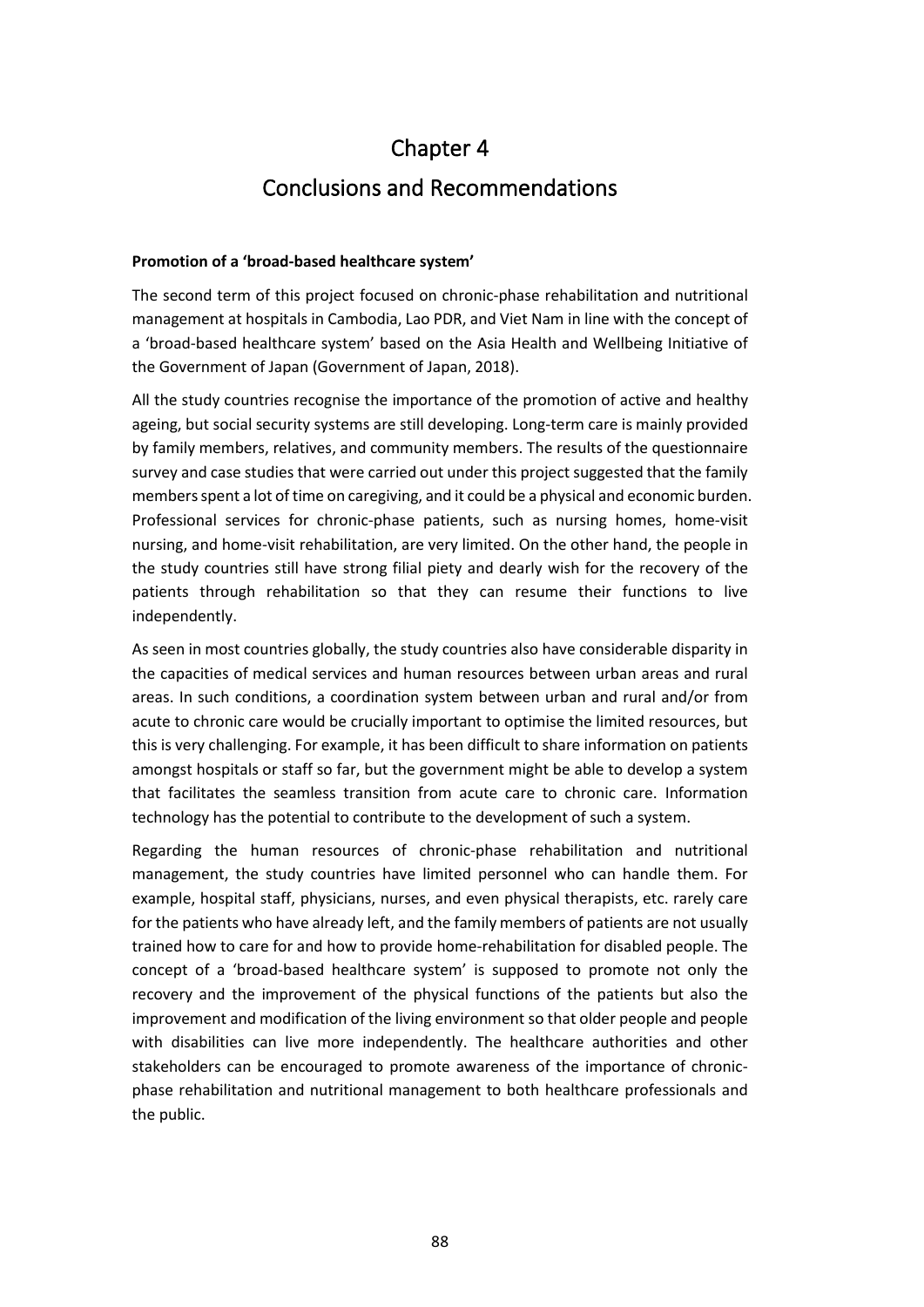# Chapter 4

# Conclusions and Recommendations

**Promotion of a 'broad-based healthcare system'**

The second term of this project focused on chronic-phase rehabilitation and nutritional management at hospitals in Cambodia, Lao PDR, and Viet Nam in line with the concept of a 'broad-based healthcare system' based on the Asia Health and Wellbeing Initiative of the Government of Japan (Government of Japan, 2018).

All the study countries recognise the importance of the promotion of active and healthy ageing, but social security systems are still developing. Long-term care is mainly provided by family members, relatives, and community members. The results of the questionnaire survey and case studies that were carried out under this project suggested that the family members spent a lot of time on caregiving, and it could be a physical and economic burden. Professional services for chronic-phase patients, such as nursing homes, home-visit nursing, and home-visit rehabilitation, are very limited. On the other hand, the people in the study countries still have strong filial piety and dearly wish for the recovery of the patients through rehabilitation so that they can resume their functions to live independently.

As seen in most countries globally, the study countries also have considerable disparity in the capacities of medical services and human resources between urban areas and rural areas. In such conditions, a coordination system between urban and rural and/or from acute to chronic care would be crucially important to optimise the limited resources, but this is very challenging. For example, it has been difficult to share information on patients amongst hospitals or staff so far, but the government might be able to develop a system that facilitates the seamless transition from acute care to chronic care. Information technology has the potential to contribute to the development of such a system.

Regarding the human resources of chronic-phase rehabilitation and nutritional management, the study countries have limited personnel who can handle them. For example, hospital staff, physicians, nurses, and even physical therapists, etc. rarely care for the patients who have already left, and the family members of patients are not usually trained how to care for and how to provide home-rehabilitation for disabled people. The concept of a 'broad-based healthcare system' is supposed to promote not only the recovery and the improvement of the physical functions of the patients but also the improvement and modification of the living environment so that older people and people with disabilities can live more independently. The healthcare authorities and other stakeholders can be encouraged to promote awareness of the importance of chronic-phase rehabilitation and nutritional management to both healthcare professionals and the public.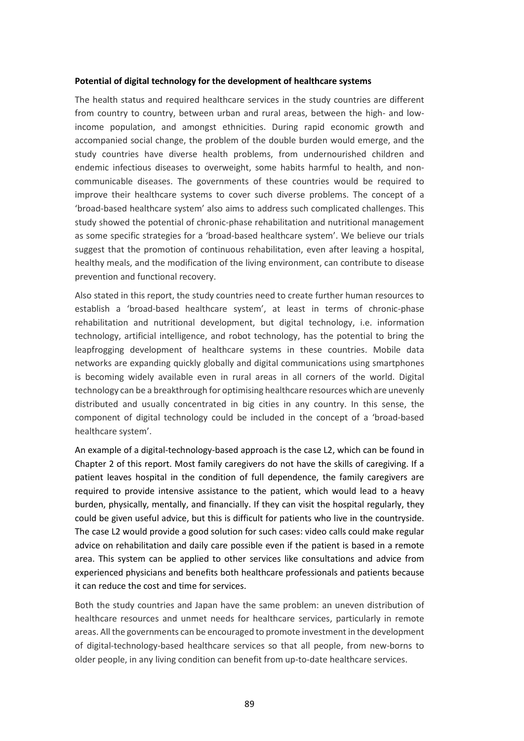**Potential of digital technology for the development of healthcare systems**

The health status and required healthcare services in the study countries are different from country to country, between urban and rural areas, between the high- and low-income population, and amongst ethnicities. During rapid economic growth and accompanied social change, the problem of the double burden would emerge, and the study countries have diverse health problems, from undernourished children and endemic infectious diseases to overweight, some habits harmful to health, and non-communicable diseases. The governments of these countries would be required to improve their healthcare systems to cover such diverse problems. The concept of a 'broad-based healthcare system' also aims to address such complicated challenges. This study showed the potential of chronic-phase rehabilitation and nutritional management as some specific strategies for a 'broad-based healthcare system'. We believe our trials suggest that the promotion of continuous rehabilitation, even after leaving a hospital, healthy meals, and the modification of the living environment, can contribute to disease prevention and functional recovery.

Also stated in this report, the study countries need to create further human resources to establish a 'broad-based healthcare system', at least in terms of chronic-phase rehabilitation and nutritional development, but digital technology, i.e. information technology, artificial intelligence, and robot technology, has the potential to bring the leapfrogging development of healthcare systems in these countries. Mobile data networks are expanding quickly globally and digital communications using smartphones is becoming widely available even in rural areas in all corners of the world. Digital technology can be a breakthrough for optimising healthcare resources which are unevenly distributed and usually concentrated in big cities in any country. In this sense, the component of digital technology could be included in the concept of a 'broad-based healthcare system'.

An example of a digital-technology-based approach is the case L2, which can be found in Chapter 2 of this report. Most family caregivers do not have the skills of caregiving. If a patient leaves hospital in the condition of full dependence, the family caregivers are required to provide intensive assistance to the patient, which would lead to a heavy burden, physically, mentally, and financially. If they can visit the hospital regularly, they could be given useful advice, but this is difficult for patients who live in the countryside. The case L2 would provide a good solution for such cases: video calls could make regular advice on rehabilitation and daily care possible even if the patient is based in a remote area. This system can be applied to other services like consultations and advice from experienced physicians and benefits both healthcare professionals and patients because it can reduce the cost and time for services.

Both the study countries and Japan have the same problem: an uneven distribution of healthcare resources and unmet needs for healthcare services, particularly in remote areas. All the governments can be encouraged to promote investment in the development of digital-technology-based healthcare services so that all people, from new-borns to older people, in any living condition can benefit from up-to-date healthcare services.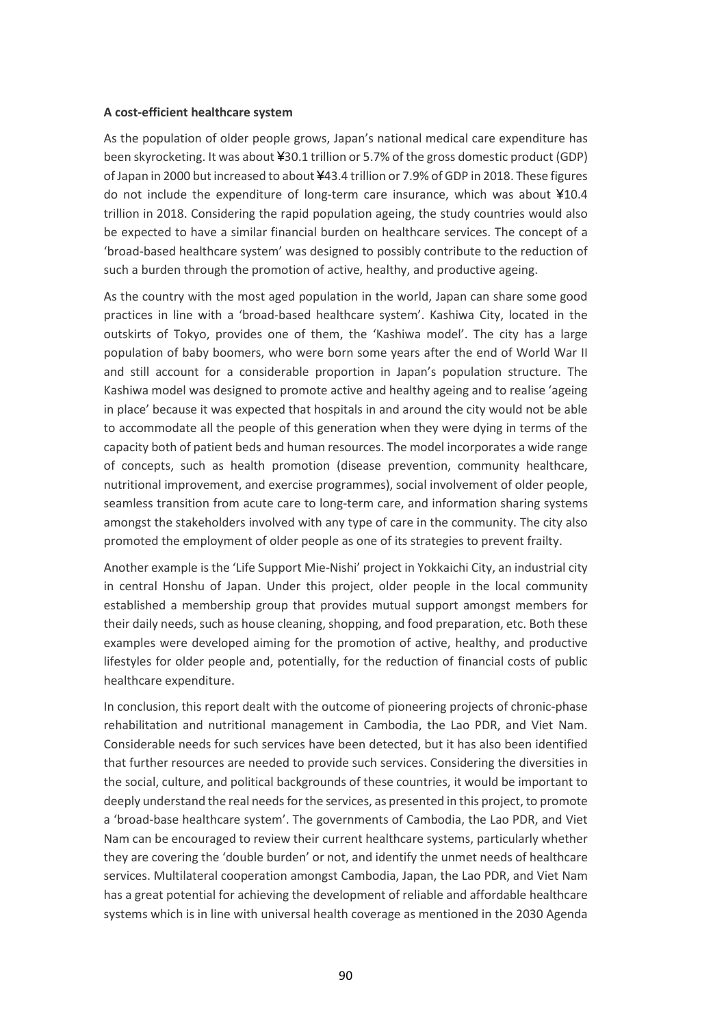**A cost-efficient healthcare system**

As the population of older people grows, Japan's national medical care expenditure has been skyrocketing. It was about ¥30.1 trillion or 5.7% of the gross domestic product (GDP) of Japan in 2000 but increased to about ¥43.4 trillion or 7.9% of GDP in 2018. These figures do not include the expenditure of long-term care insurance, which was about ¥10.4 trillion in 2018. Considering the rapid population ageing, the study countries would also be expected to have a similar financial burden on healthcare services. The concept of a 'broad-based healthcare system' was designed to possibly contribute to the reduction of such a burden through the promotion of active, healthy, and productive ageing.

As the country with the most aged population in the world, Japan can share some good practices in line with a 'broad-based healthcare system'. Kashiwa City, located in the outskirts of Tokyo, provides one of them, the 'Kashiwa model'. The city has a large population of baby boomers, who were born some years after the end of World War II and still account for a considerable proportion in Japan's population structure. The Kashiwa model was designed to promote active and healthy ageing and to realise 'ageing in place' because it was expected that hospitals in and around the city would not be able to accommodate all the people of this generation when they were dying in terms of the capacity both of patient beds and human resources. The model incorporates a wide range of concepts, such as health promotion (disease prevention, community healthcare, nutritional improvement, and exercise programmes), social involvement of older people, seamless transition from acute care to long-term care, and information sharing systems amongst the stakeholders involved with any type of care in the community. The city also promoted the employment of older people as one of its strategies to prevent frailty.

Another example is the 'Life Support Mie-Nishi' project in Yokkaichi City, an industrial city in central Honshu of Japan. Under this project, older people in the local community established a membership group that provides mutual support amongst members for their daily needs, such as house cleaning, shopping, and food preparation, etc. Both these examples were developed aiming for the promotion of active, healthy, and productive lifestyles for older people and, potentially, for the reduction of financial costs of public healthcare expenditure.

In conclusion, this report dealt with the outcome of pioneering projects of chronic-phase rehabilitation and nutritional management in Cambodia, the Lao PDR, and Viet Nam. Considerable needs for such services have been detected, but it has also been identified that further resources are needed to provide such services. Considering the diversities in the social, culture, and political backgrounds of these countries, it would be important to deeply understand the real needs for the services, as presented in this project, to promote a 'broad-base healthcare system'. The governments of Cambodia, the Lao PDR, and Viet Nam can be encouraged to review their current healthcare systems, particularly whether they are covering the 'double burden' or not, and identify the unmet needs of healthcare services. Multilateral cooperation amongst Cambodia, Japan, the Lao PDR, and Viet Nam has a great potential for achieving the development of reliable and affordable healthcare systems which is in line with universal health coverage as mentioned in the 2030 Agenda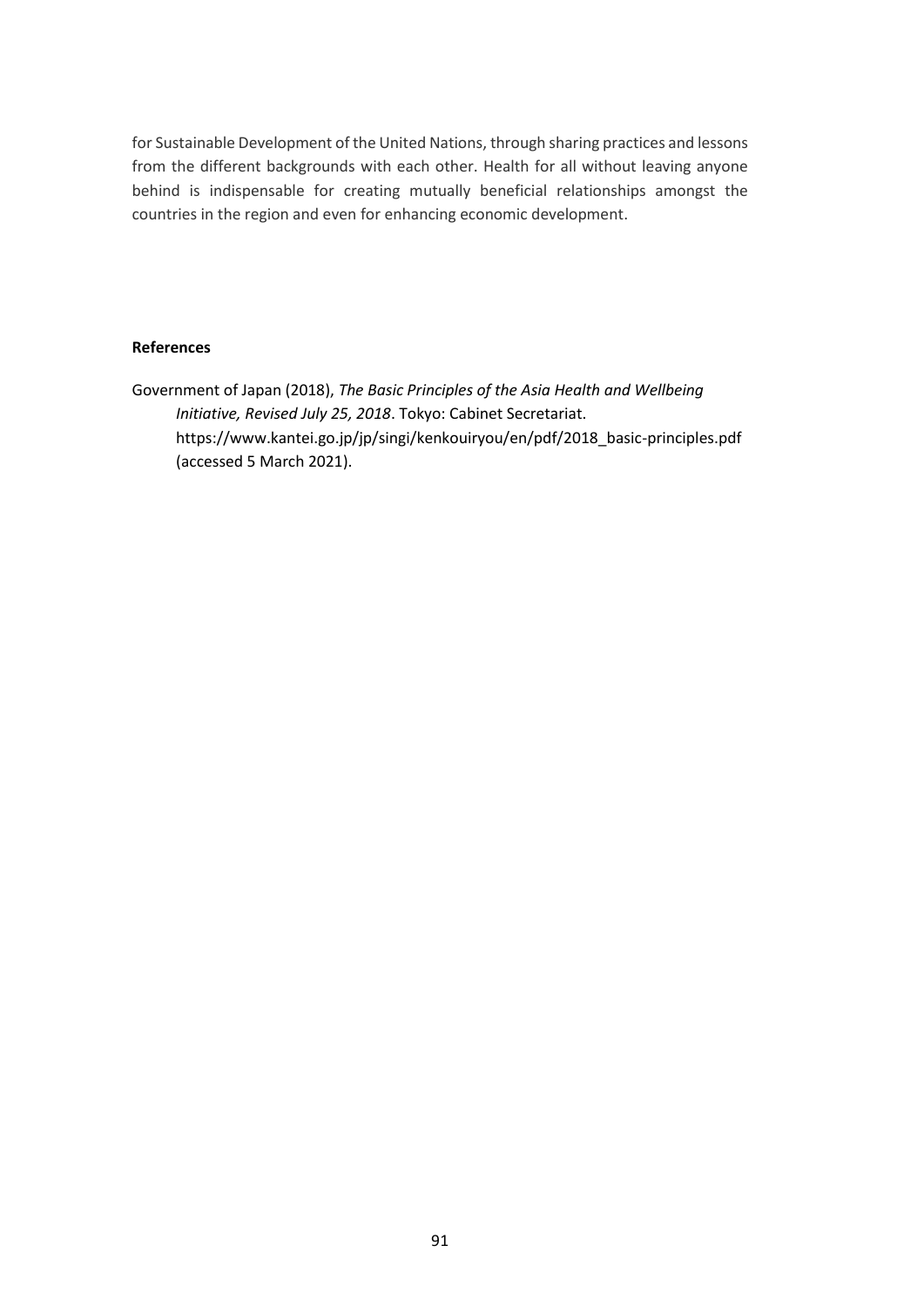for Sustainable Development of the United Nations, through sharing practices and lessons from the different backgrounds with each other. Health for all without leaving anyone behind is indispensable for creating mutually beneficial relationships amongst the countries in the region and even for enhancing economic development.

**References**

Government of Japan (2018), *The Basic Principles of the Asia Health and Wellbeing Initiative, Revised July 25, 2018*. Tokyo: Cabinet Secretariat. https://www.kantei.go.jp/jp/singi/kenkouiryou/en/pdf/2018_basic-principles.pdf (accessed 5 March 2021).